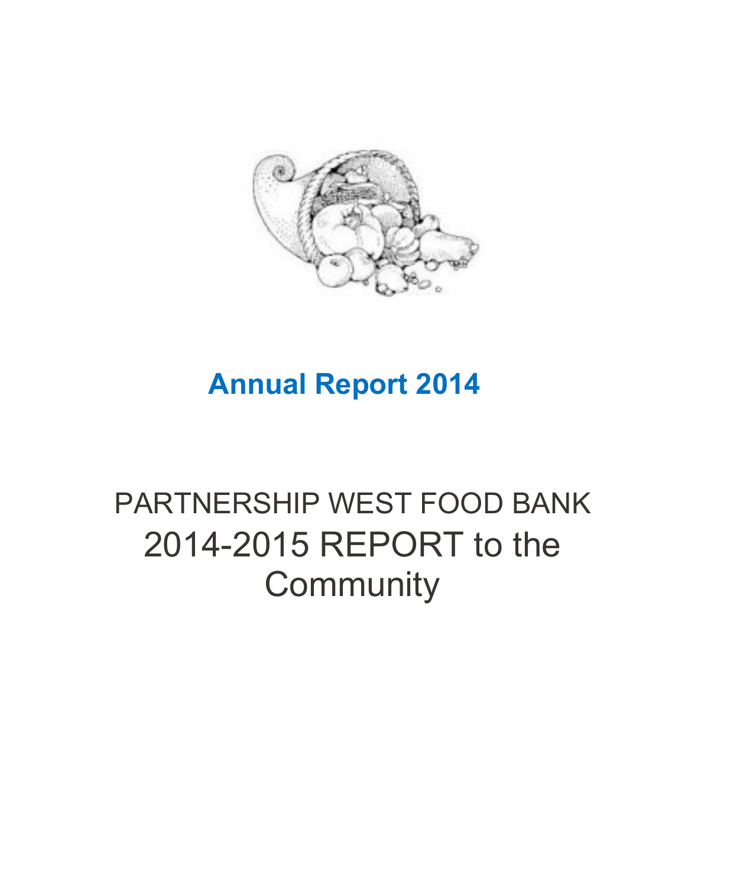# Annual Report 2014

## PARTNERSHIP WEST FOOD BANK

## 2014-2015 REPORT to the Community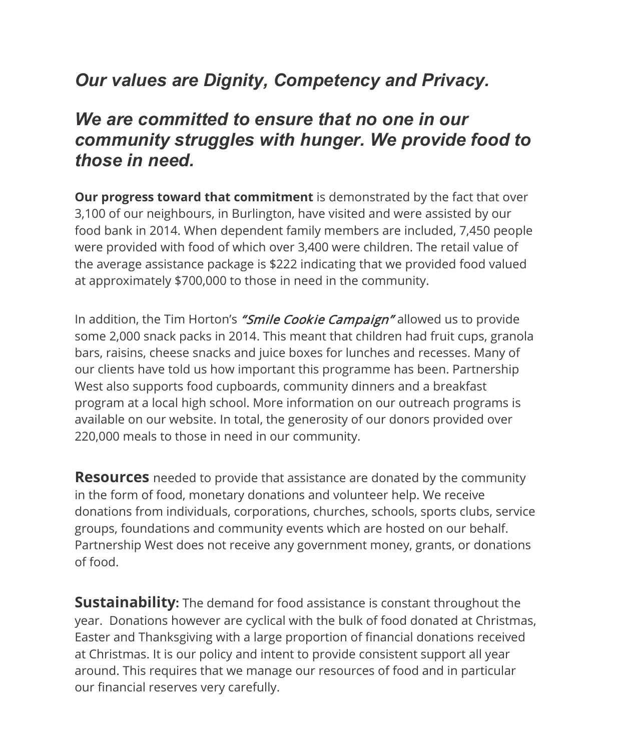## *Our values are Dignity, Competency and Privacy.*

## *We are committed to ensure that no one in our community struggles with hunger. We provide food to those in need.*

**Our progress toward that commitment** is demonstrated by the fact that over 3,100 of our neighbours, in Burlington, have visited and were assisted by our food bank in 2014. When dependent family members are included, 7,450 people were provided with food of which over 3,400 were children. The retail value of the average assistance package is $222 indicating that we provided food valued at approximately $700,000 to those in need in the community.

In addition, the Tim Horton's *"Smile Cookie Campaign"* allowed us to provide some 2,000 snack packs in 2014. This meant that children had fruit cups, granola bars, raisins, cheese snacks and juice boxes for lunches and recesses. Many of our clients have told us how important this programme has been. Partnership West also supports food cupboards, community dinners and a breakfast program at a local high school. More information on our outreach programs is available on our website. In total, the generosity of our donors provided over 220,000 meals to those in need in our community.

**Resources** needed to provide that assistance are donated by the community in the form of food, monetary donations and volunteer help. We receive donations from individuals, corporations, churches, schools, sports clubs, service groups, foundations and community events which are hosted on our behalf. Partnership West does not receive any government money, grants, or donations of food.

**Sustainability:** The demand for food assistance is constant throughout the year. Donations however are cyclical with the bulk of food donated at Christmas, Easter and Thanksgiving with a large proportion of financial donations received at Christmas. It is our policy and intent to provide consistent support all year around. This requires that we manage our resources of food and in particular our financial reserves very carefully.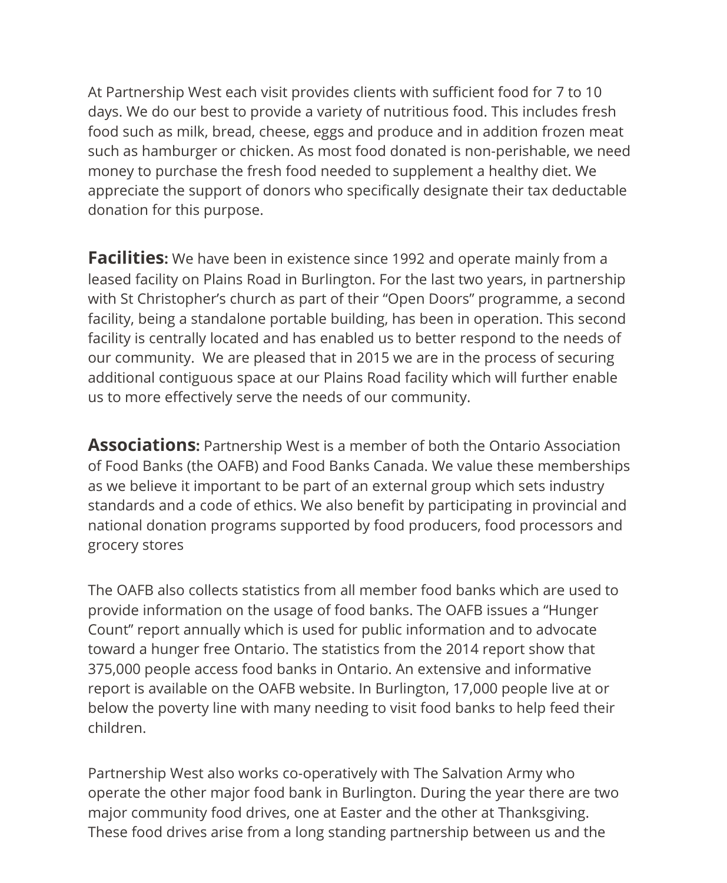At Partnership West each visit provides clients with sufficient food for 7 to 10 days. We do our best to provide a variety of nutritious food. This includes fresh food such as milk, bread, cheese, eggs and produce and in addition frozen meat such as hamburger or chicken. As most food donated is non-perishable, we need money to purchase the fresh food needed to supplement a healthy diet. We appreciate the support of donors who specifically designate their tax deductable donation for this purpose.

**Facilities:** We have been in existence since 1992 and operate mainly from a leased facility on Plains Road in Burlington. For the last two years, in partnership with St Christopher's church as part of their "Open Doors" programme, a second facility, being a standalone portable building, has been in operation. This second facility is centrally located and has enabled us to better respond to the needs of our community. We are pleased that in 2015 we are in the process of securing additional contiguous space at our Plains Road facility which will further enable us to more effectively serve the needs of our community.

**Associations:** Partnership West is a member of both the Ontario Association of Food Banks (the OAFB) and Food Banks Canada. We value these memberships as we believe it important to be part of an external group which sets industry standards and a code of ethics. We also benefit by participating in provincial and national donation programs supported by food producers, food processors and grocery stores

The OAFB also collects statistics from all member food banks which are used to provide information on the usage of food banks. The OAFB issues a "Hunger Count" report annually which is used for public information and to advocate toward a hunger free Ontario. The statistics from the 2014 report show that 375,000 people access food banks in Ontario. An extensive and informative report is available on the OAFB website. In Burlington, 17,000 people live at or below the poverty line with many needing to visit food banks to help feed their children.

Partnership West also works co-operatively with The Salvation Army who operate the other major food bank in Burlington. During the year there are two major community food drives, one at Easter and the other at Thanksgiving. These food drives arise from a long standing partnership between us and the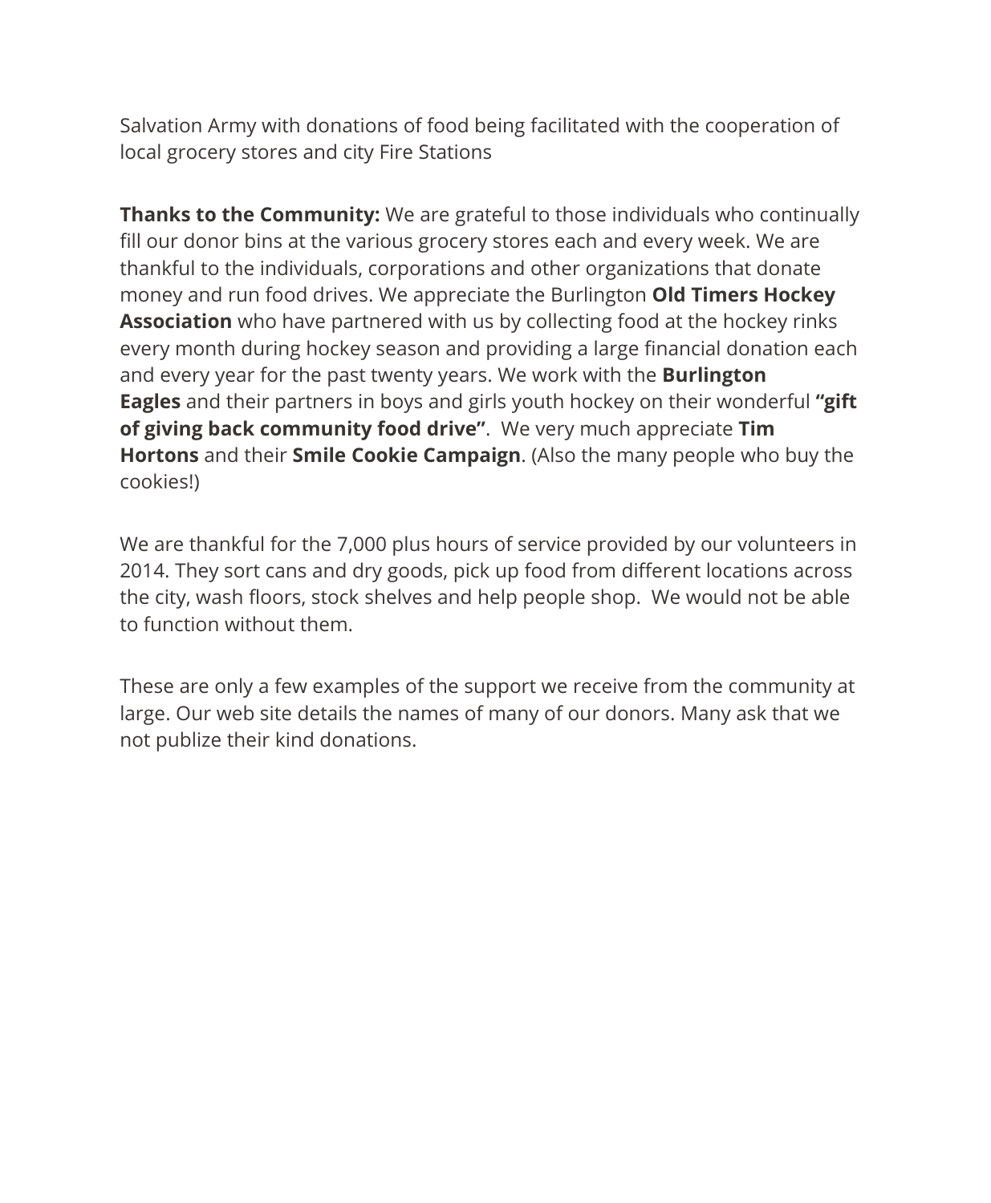Salvation Army with donations of food being facilitated with the cooperation of local grocery stores and city Fire Stations

**Thanks to the Community:** We are grateful to those individuals who continually fill our donor bins at the various grocery stores each and every week. We are thankful to the individuals, corporations and other organizations that donate money and run food drives. We appreciate the Burlington **Old Timers Hockey Association** who have partnered with us by collecting food at the hockey rinks every month during hockey season and providing a large financial donation each and every year for the past twenty years. We work with the **Burlington Eagles** and their partners in boys and girls youth hockey on their wonderful **"gift of giving back community food drive"**. We very much appreciate **Tim Hortons** and their **Smile Cookie Campaign**. (Also the many people who buy the cookies!)

We are thankful for the 7,000 plus hours of service provided by our volunteers in 2014. They sort cans and dry goods, pick up food from different locations across the city, wash floors, stock shelves and help people shop. We would not be able to function without them.

These are only a few examples of the support we receive from the community at large. Our web site details the names of many of our donors. Many ask that we not publize their kind donations.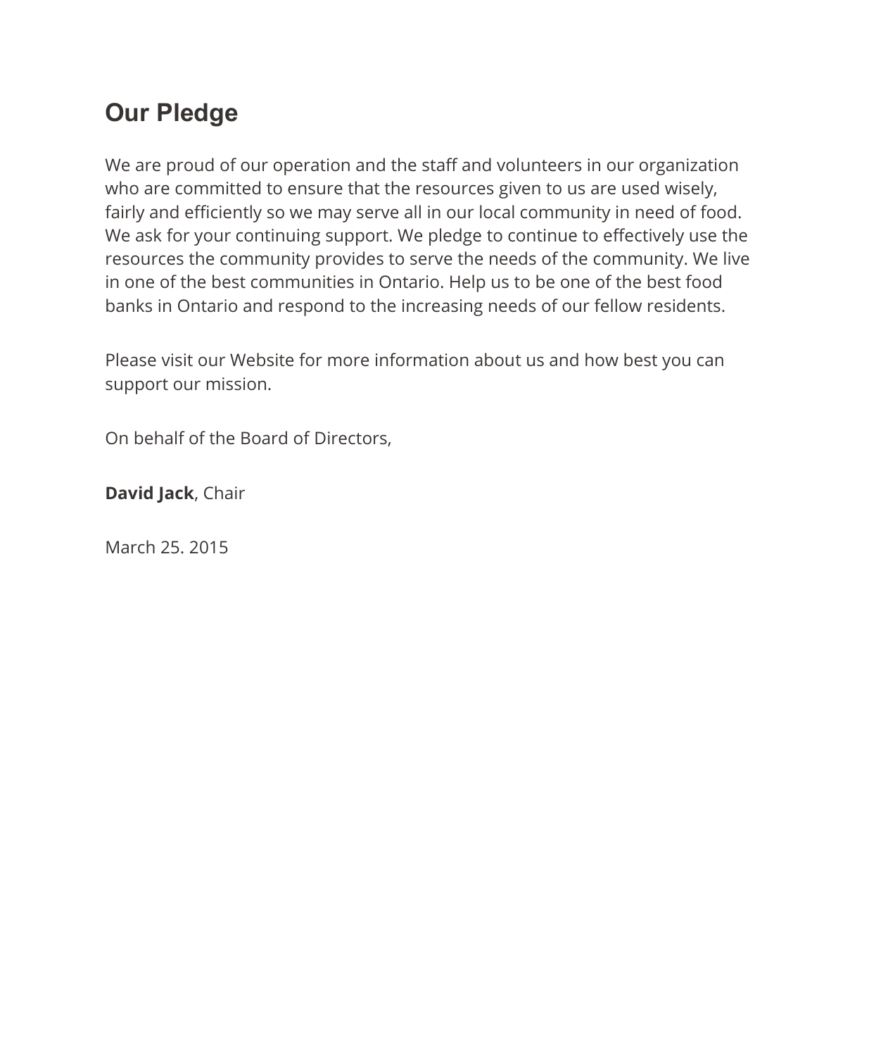## Our Pledge

We are proud of our operation and the staff and volunteers in our organization who are committed to ensure that the resources given to us are used wisely, fairly and efficiently so we may serve all in our local community in need of food. We ask for your continuing support. We pledge to continue to effectively use the resources the community provides to serve the needs of the community. We live in one of the best communities in Ontario. Help us to be one of the best food banks in Ontario and respond to the increasing needs of our fellow residents.

Please visit our Website for more information about us and how best you can support our mission.

On behalf of the Board of Directors,

**David Jack**, Chair

March 25. 2015